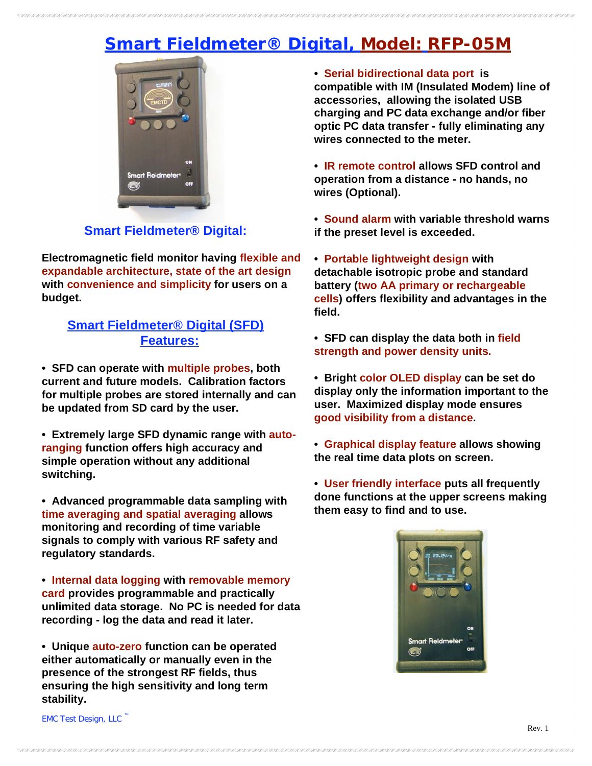# Smart Fieldmeter® Digital, Model: RFP-05M

## Smart Fieldmeter® Digital:

**Electromagnetic field monitor having flexible and expandable architecture, state of the art design with convenience and simplicity for users on a budget.**

## Smart Fieldmeter® Digital (SFD) Features:

- **SFD can operate with multiple probes, both current and future models. Calibration factors for multiple probes are stored internally and can be updated from SD card by the user.**

- **Extremely large SFD dynamic range with auto-ranging function offers high accuracy and simple operation without any additional switching.**

- **Advanced programmable data sampling with time averaging and spatial averaging allows monitoring and recording of time variable signals to comply with various RF safety and regulatory standards.**

- **Internal data logging with removable memory card provides programmable and practically unlimited data storage. No PC is needed for data recording - log the data and read it later.**

- **Unique auto-zero function can be operated either automatically or manually even in the presence of the strongest RF fields, thus ensuring the high sensitivity and long term stability.**

- **Serial bidirectional data port is compatible with IM (Insulated Modem) line of accessories, allowing the isolated USB charging and PC data exchange and/or fiber optic PC data transfer - fully eliminating any wires connected to the meter.**

- **IR remote control allows SFD control and operation from a distance - no hands, no wires (Optional).**

- **Sound alarm with variable threshold warns if the preset level is exceeded.**

- **Portable lightweight design with detachable isotropic probe and standard battery (two AA primary or rechargeable cells) offers flexibility and advantages in the field.**

- **SFD can display the data both in field strength and power density units.**

- **Bright color OLED display can be set do display only the information important to the user. Maximized display mode ensures good visibility from a distance.**

- **Graphical display feature allows showing the real time data plots on screen.**

- **User friendly interface puts all frequently done functions at the upper screens making them easy to find and to use.**

EMC Test Design, LLC ™

Rev. 1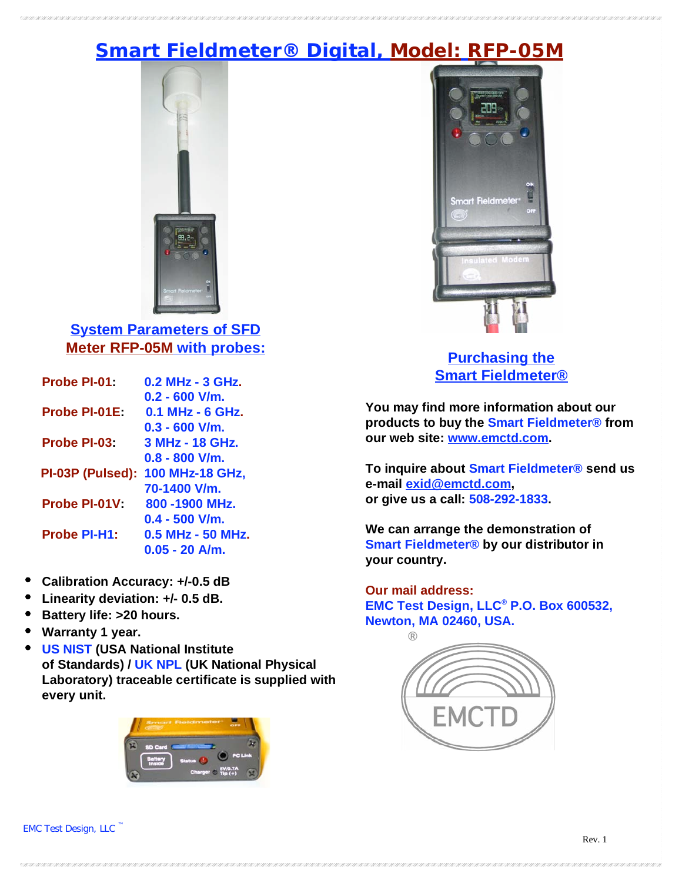# Smart Fieldmeter® Digital, Model: RFP-05M

## System Parameters of SFD Meter RFP-05M with probes:

| | |
|---|---|
| **Probe PI-01:** | **0.2 MHz - 3 GHz.**<br>**0.2 - 600 V/m.** |
| **Probe PI-01E:** | **0.1 MHz - 6 GHz.**<br>**0.3 - 600 V/m.** |
| **Probe PI-03:** | **3 MHz - 18 GHz.**<br>**0.8 - 800 V/m.** |
| **PI-03P (Pulsed):** | **100 MHz-18 GHz,**<br>**70-1400 V/m.** |
| **Probe PI-01V:** | **800 -1900 MHz.**<br>**0.4 - 500 V/m.** |
| **Probe PI-H1:** | **0.5 MHz - 50 MHz.**<br>**0.05 - 20 A/m.** |

- **Calibration Accuracy: +/-0.5 dB**
- **Linearity deviation: +/- 0.5 dB.**
- **Battery life: >20 hours.**
- **Warranty 1 year.**
- **US NIST (USA National Institute of Standards) / UK NPL (UK National Physical Laboratory) traceable certificate is supplied with every unit.**

## Purchasing the Smart Fieldmeter®

**You may find more information about our products to buy the Smart Fieldmeter® from our web site: www.emctd.com.**

**To inquire about Smart Fieldmeter® send us e-mail exid@emctd.com, or give us a call: 508-292-1833.**

**We can arrange the demonstration of Smart Fieldmeter® by our distributor in your country.**

**Our mail address:**
**EMC Test Design, LLC® P.O. Box 600532, Newton, MA 02460, USA.**

®

EMCTD

EMC Test Design, LLC ™

Rev. 1